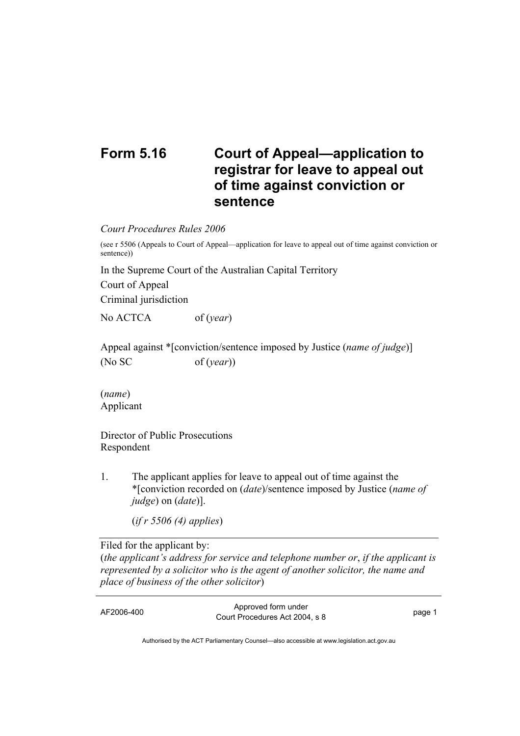# Form 5.16 Court of Appeal—application to registrar for leave to appeal out of time against conviction or sentence

*Court Procedures Rules 2006*

(see r 5506 (Appeals to Court of Appeal—application for leave to appeal out of time against conviction or sentence))

In the Supreme Court of the Australian Capital Territory

Court of Appeal

Criminal jurisdiction

No ACTCA of (*year*)

Appeal against *[conviction/sentence imposed by Justice (*name of judge*)]
(No SC of (*year*))

(*name*)
Applicant

Director of Public Prosecutions
Respondent

1. The applicant applies for leave to appeal out of time against the *[conviction recorded on (*date*)/sentence imposed by Justice (*name of judge*) on (*date*)].

   (*if r 5506 (4) applies*)

---

Filed for the applicant by:
(*the applicant's address for service and telephone number or*, *if the applicant is represented by a solicitor who is the agent of another solicitor, the name and place of business of the other solicitor*)

---

AF2006-400 — Approved form under Court Procedures Act 2004, s 8

Authorised by the ACT Parliamentary Counsel—also accessible at www.legislation.act.gov.au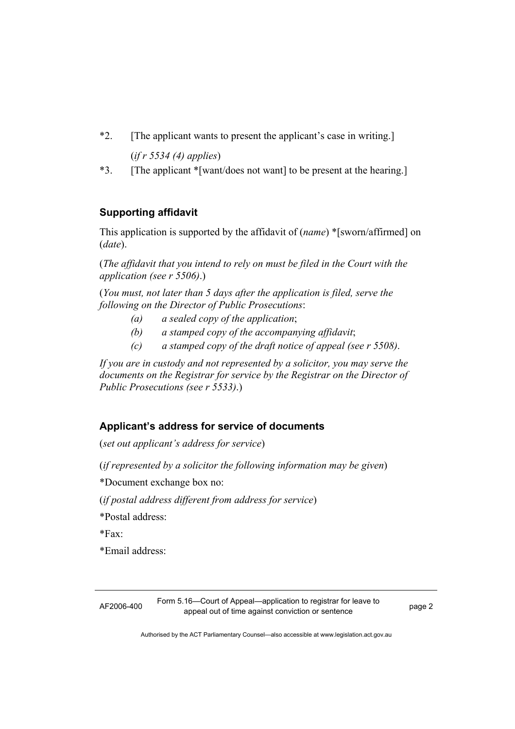*2. [The applicant wants to present the applicant's case in writing.]

(*if r 5534 (4) applies*)

*3. [The applicant *[want/does not want] to be present at the hearing.]

### Supporting affidavit

This application is supported by the affidavit of (*name*) *[sworn/affirmed] on (*date*).

(*The affidavit that you intend to rely on must be filed in the Court with the application (see r 5506).*)

(*You must, not later than 5 days after the application is filed, serve the following on the Director of Public Prosecutions*:

*(a) a sealed copy of the application*;

*(b) a stamped copy of the accompanying affidavit*;

*(c) a stamped copy of the draft notice of appeal (see r 5508)*.

*If you are in custody and not represented by a solicitor, you may serve the documents on the Registrar for service by the Registrar on the Director of Public Prosecutions (see r 5533).*)

### Applicant's address for service of documents

(*set out applicant's address for service*)

(*if represented by a solicitor the following information may be given*)

*Document exchange box no:

(*if postal address different from address for service*)

*Postal address:

*Fax:

*Email address: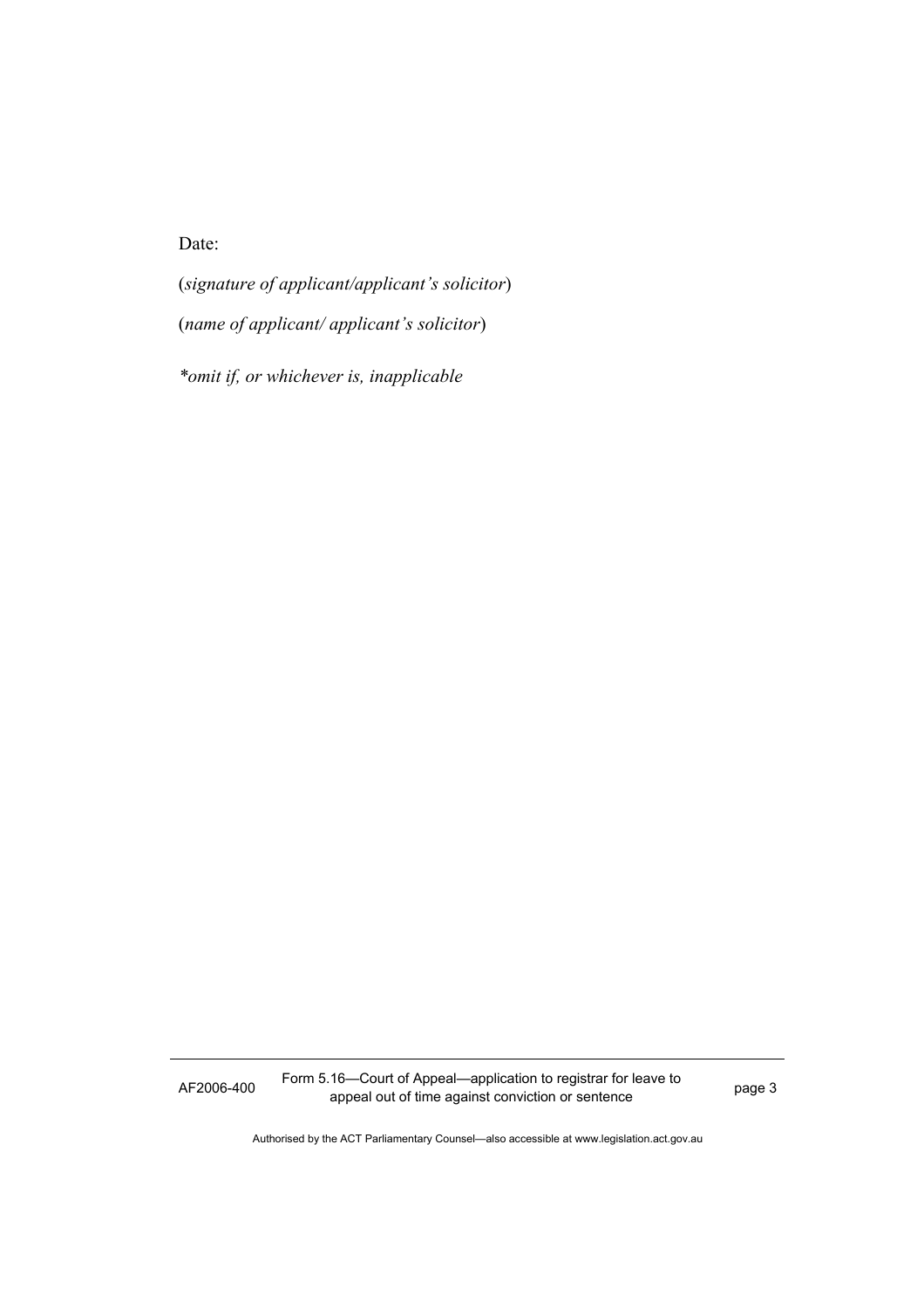Date:

(*signature of applicant/applicant's solicitor*)

(*name of applicant/ applicant's solicitor*)

*\*omit if, or whichever is, inapplicable*